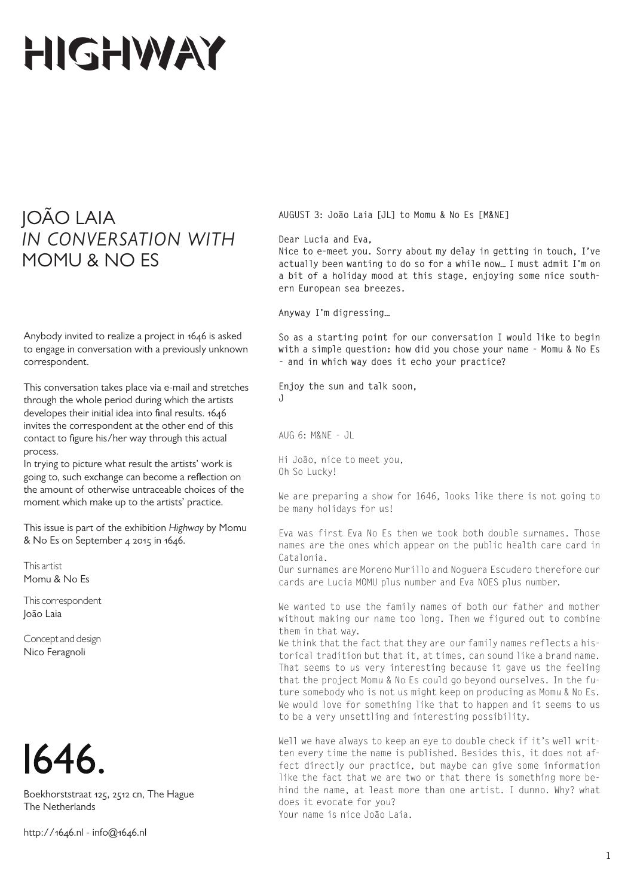# HIGHWAY

## JOÃO LAIA *IN CONVERSATION WITH* MOMU & NO ES

Anybody invited to realize a project in 1646 is asked to engage in conversation with a previously unknown correspondent.

This conversation takes place via e-mail and stretches through the whole period during which the artists developes their initial idea into final results. 1646 invites the correspondent at the other end of this contact to figure his/her way through this actual process.
In trying to picture what result the artists' work is going to, such exchange can become a reflection on the amount of otherwise untraceable choices of the moment which make up to the artists' practice.

This issue is part of the exhibition *Highway* by Momu & No Es on September 4 2015 in 1646.

This artist
Momu & No Es

This correspondent
João Laia

Concept and design
Nico Feragnoli

1646.

Boekhorststraat 125, 2512 cn, The Hague
The Netherlands

http://1646.nl - info@1646.nl

**AUGUST 3: João Laia [JL] to Momu & No Es [M&NE]**

**Dear Lucia and Eva,**
**Nice to e-meet you. Sorry about my delay in getting in touch, I've actually been wanting to do so for a while now… I must admit I'm on a bit of a holiday mood at this stage, enjoying some nice southern European sea breezes.**

**Anyway I'm digressing…**

**So as a starting point for our conversation I would like to begin with a simple question: how did you chose your name - Momu & No Es - and in which way does it echo your practice?**

**Enjoy the sun and talk soon,**
**J**

AUG 6: M&NE - JL

Hi João, nice to meet you,
Oh So Lucky!

We are preparing a show for 1646, looks like there is not going to be many holidays for us!

Eva was first Eva No Es then we took both double surnames. Those names are the ones which appear on the public health care card in Catalonia.
Our surnames are Moreno Murillo and Noguera Escudero therefore our cards are Lucia MOMU plus number and Eva NOES plus number.

We wanted to use the family names of both our father and mother without making our name too long. Then we figured out to combine them in that way.
We think that the fact that they are our family names reflects a historical tradition but that it, at times, can sound like a brand name. That seems to us very interesting because it gave us the feeling that the project Momu & No Es could go beyond ourselves. In the future somebody who is not us might keep on producing as Momu & No Es. We would love for something like that to happen and it seems to us to be a very unsettling and interesting possibility.

Well we have always to keep an eye to double check if it's well written every time the name is published. Besides this, it does not affect directly our practice, but maybe can give some information like the fact that we are two or that there is something more behind the name, at least more than one artist. I dunno. Why? what does it evocate for you?
Your name is nice João Laia.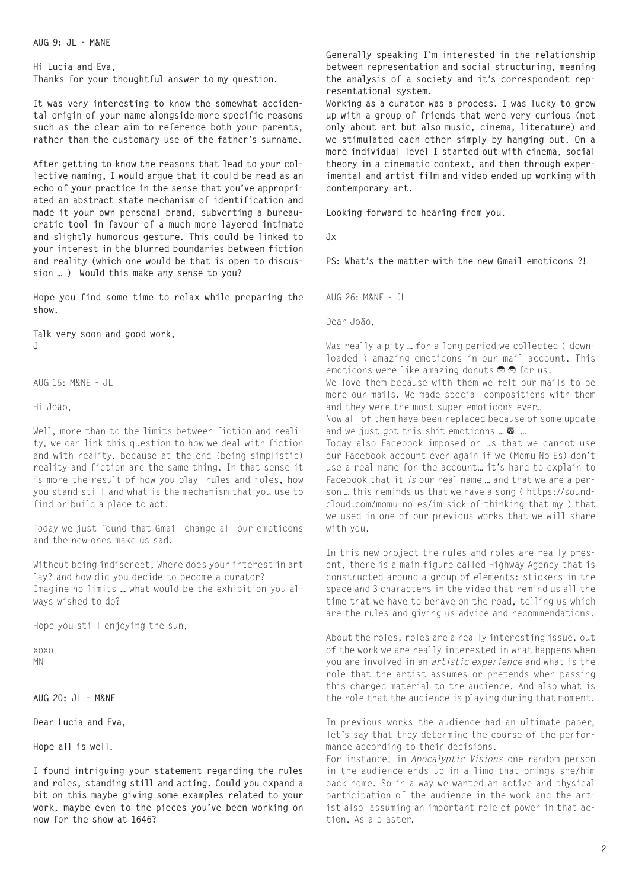**AUG 9: JL – M&NE**

**Hi Lucia and Eva,**
**Thanks for your thoughtful answer to my question.**

**It was very interesting to know the somewhat accidental origin of your name alongside more specific reasons such as the clear aim to reference both your parents, rather than the customary use of the father's surname.**

**After getting to know the reasons that lead to your collective naming, I would argue that it could be read as an echo of your practice in the sense that you've appropriated an abstract state mechanism of identification and made it your own personal brand, subverting a bureaucratic tool in favour of a much more layered intimate and slightly humorous gesture. This could be linked to your interest in the blurred boundaries between fiction and reality (which one would be that is open to discussion … ) Would this make any sense to you?**

**Hope you find some time to relax while preparing the show.**

**Talk very soon and good work,**
**J**

AUG 16: M&NE – JL

Hi João,

Well, more than to the limits between fiction and reality, we can link this question to how we deal with fiction and with reality, because at the end (being simplistic) reality and fiction are the same thing. In that sense it is more the result of how you play rules and roles, how you stand still and what is the mechanism that you use to find or build a place to act.

Today we just found that Gmail change all our emoticons and the new ones make us sad.

Without being indiscreet, Where does your interest in art lay? and how did you decide to become a curator?
Imagine no limits … what would be the exhibition you always wished to do?

Hope you still enjoying the sun,

xoxo
MN

**AUG 20: JL – M&NE**

**Dear Lucia and Eva,**

**Hope all is well.**

**I found intriguing your statement regarding the rules and roles, standing still and acting. Could you expand a bit on this maybe giving some examples related to your work, maybe even to the pieces you've been working on now for the show at 1646?**

**Generally speaking I'm interested in the relationship between representation and social structuring, meaning the analysis of a society and it's correspondent representational system.**
**Working as a curator was a process. I was lucky to grow up with a group of friends that were very curious (not only about art but also music, cinema, literature) and we stimulated each other simply by hanging out. On a more individual level I started out with cinema, social theory in a cinematic context, and then through experimental and artist film and video ended up working with contemporary art.**

**Looking forward to hearing from you.**

**Jx**

**PS: What's the matter with the new Gmail emoticons ?!**

AUG 26: M&NE – JL

Dear João,

Was really a pity … for a long period we collected ( downloaded ) amazing emoticons in our mail account. This emoticons were like amazing donuts ☻☻ for us.
We love them because with them we felt our mails to be more our mails. We made special compositions with them and they were the most super emoticons ever…
Now all of them have been replaced because of some update and we just got this shit emoticons … ☹ …
Today also Facebook imposed on us that we cannot use our Facebook account ever again if we (Momu No Es) don't use a real name for the account… it's hard to explain to Facebook that it *is* our real name … and that we are a person … this reminds us that we have a song ( https://soundcloud.com/momu-no-es/im-sick-of-thinking-that-my ) that we used in one of our previous works that we will share with you.

In this new project the rules and roles are really present, there is a main figure called Highway Agency that is constructed around a group of elements: stickers in the space and 3 characters in the video that remind us all the time that we have to behave on the road, telling us which are the rules and giving us advice and recommendations.

About the roles, roles are a really interesting issue, out of the work we are really interested in what happens when you are involved in an *artistic experience* and what is the role that the artist assumes or pretends when passing this charged material to the audience. And also what is the role that the audience is playing during that moment.

In previous works the audience had an ultimate paper, let's say that they determine the course of the performance according to their decisions.
For instance, in *Apocalyptic Visions* one random person in the audience ends up in a limo that brings she/him back home. So in a way we wanted an active and physical participation of the audience in the work and the artist also assuming an important role of power in that action. As a blaster.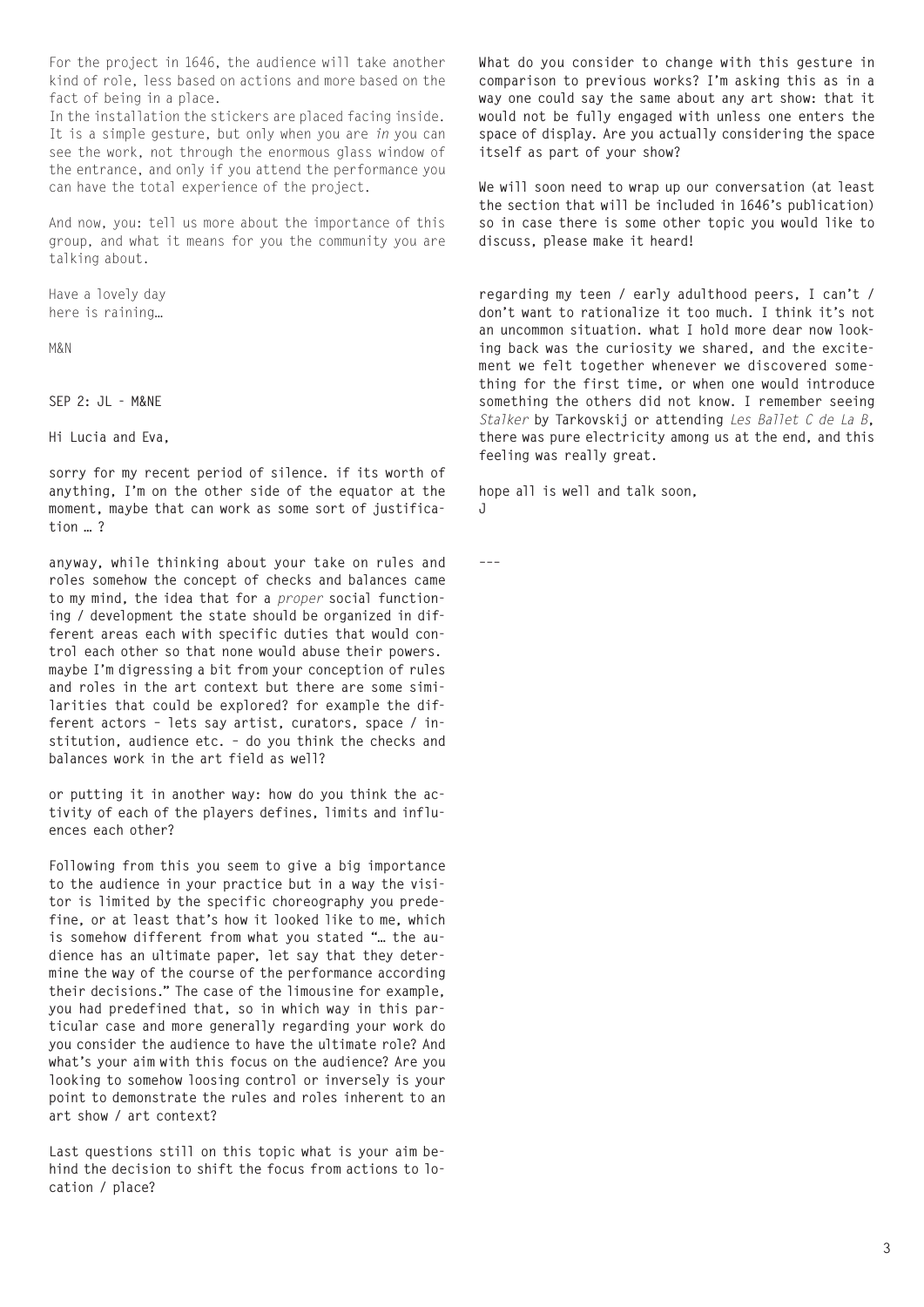For the project in 1646, the audience will take another kind of role, less based on actions and more based on the fact of being in a place.
In the installation the stickers are placed facing inside. It is a simple gesture, but only when you are *in* you can see the work, not through the enormous glass window of the entrance, and only if you attend the performance you can have the total experience of the project.

And now, you: tell us more about the importance of this group, and what it means for you the community you are talking about.

Have a lovely day
here is raining…

M&N

SEP 2: JL – M&NE

Hi Lucia and Eva,

sorry for my recent period of silence. if its worth of anything, I'm on the other side of the equator at the moment, maybe that can work as some sort of justification … ?

anyway, while thinking about your take on rules and roles somehow the concept of checks and balances came to my mind, the idea that for a *proper* social functioning / development the state should be organized in different areas each with specific duties that would control each other so that none would abuse their powers. maybe I'm digressing a bit from your conception of rules and roles in the art context but there are some similarities that could be explored? for example the different actors – lets say artist, curators, space / institution, audience etc. – do you think the checks and balances work in the art field as well?

or putting it in another way: how do you think the activity of each of the players defines, limits and influences each other?

Following from this you seem to give a big importance to the audience in your practice but in a way the visitor is limited by the specific choreography you predefine, or at least that's how it looked like to me, which is somehow different from what you stated "… the audience has an ultimate paper, let say that they determine the way of the course of the performance according their decisions." The case of the limousine for example, you had predefined that, so in which way in this particular case and more generally regarding your work do you consider the audience to have the ultimate role? And what's your aim with this focus on the audience? Are you looking to somehow loosing control or inversely is your point to demonstrate the rules and roles inherent to an art show / art context?

Last questions still on this topic what is your aim behind the decision to shift the focus from actions to location / place?

What do you consider to change with this gesture in comparison to previous works? I'm asking this as in a way one could say the same about any art show: that it would not be fully engaged with unless one enters the space of display. Are you actually considering the space itself as part of your show?

We will soon need to wrap up our conversation (at least the section that will be included in 1646's publication) so in case there is some other topic you would like to discuss, please make it heard!

regarding my teen / early adulthood peers, I can't / don't want to rationalize it too much. I think it's not an uncommon situation. what I hold more dear now looking back was the curiosity we shared, and the excitement we felt together whenever we discovered something for the first time, or when one would introduce something the others did not know. I remember seeing *Stalker* by Tarkovskij or attending *Les Ballet C de La B*, there was pure electricity among us at the end, and this feeling was really great.

hope all is well and talk soon,
J

---